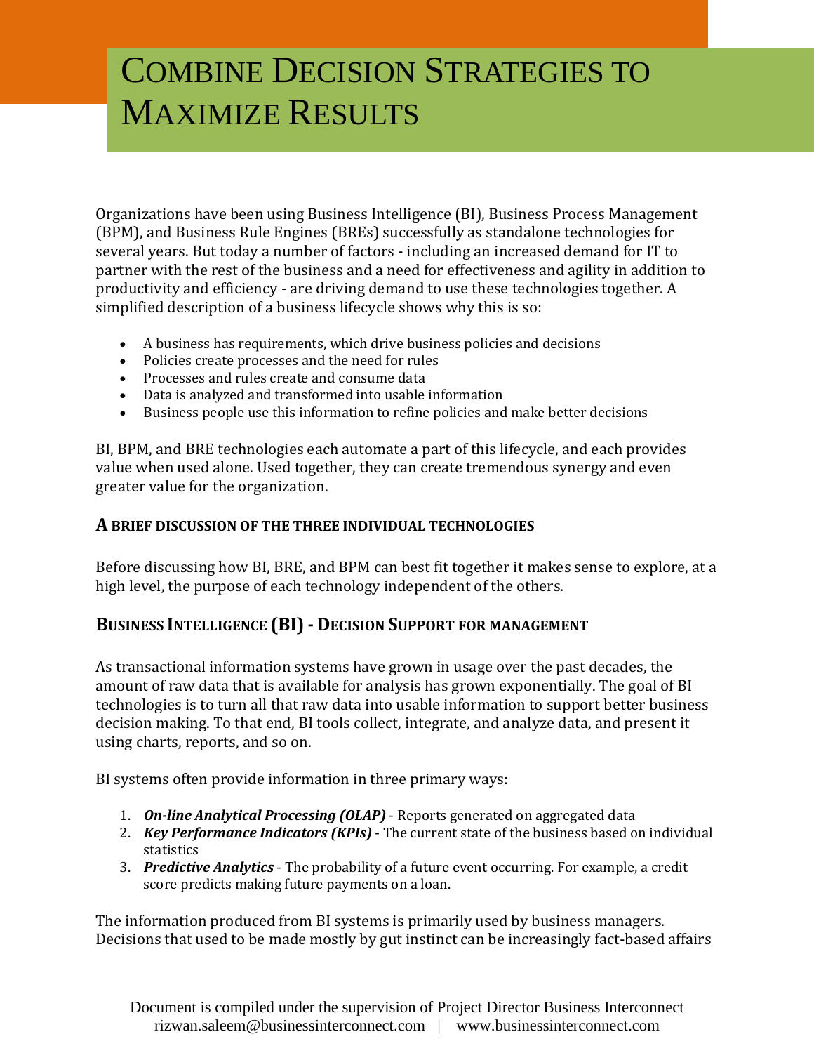# Combine Decision Strategies to Maximize Results

Organizations have been using Business Intelligence (BI), Business Process Management (BPM), and Business Rule Engines (BREs) successfully as standalone technologies for several years. But today a number of factors - including an increased demand for IT to partner with the rest of the business and a need for effectiveness and agility in addition to productivity and efficiency - are driving demand to use these technologies together. A simplified description of a business lifecycle shows why this is so:

- A business has requirements, which drive business policies and decisions
- Policies create processes and the need for rules
- Processes and rules create and consume data
- Data is analyzed and transformed into usable information
- Business people use this information to refine policies and make better decisions

BI, BPM, and BRE technologies each automate a part of this lifecycle, and each provides value when used alone. Used together, they can create tremendous synergy and even greater value for the organization.

## A Brief Discussion of the Three Individual Technologies

Before discussing how BI, BRE, and BPM can best fit together it makes sense to explore, at a high level, the purpose of each technology independent of the others.

## Business Intelligence (BI) - Decision Support for Management

As transactional information systems have grown in usage over the past decades, the amount of raw data that is available for analysis has grown exponentially. The goal of BI technologies is to turn all that raw data into usable information to support better business decision making. To that end, BI tools collect, integrate, and analyze data, and present it using charts, reports, and so on.

BI systems often provide information in three primary ways:

1. ***On-line Analytical Processing (OLAP)*** - Reports generated on aggregated data
2. ***Key Performance Indicators (KPIs)*** - The current state of the business based on individual statistics
3. ***Predictive Analytics*** - The probability of a future event occurring. For example, a credit score predicts making future payments on a loan.

The information produced from BI systems is primarily used by business managers. Decisions that used to be made mostly by gut instinct can be increasingly fact-based affairs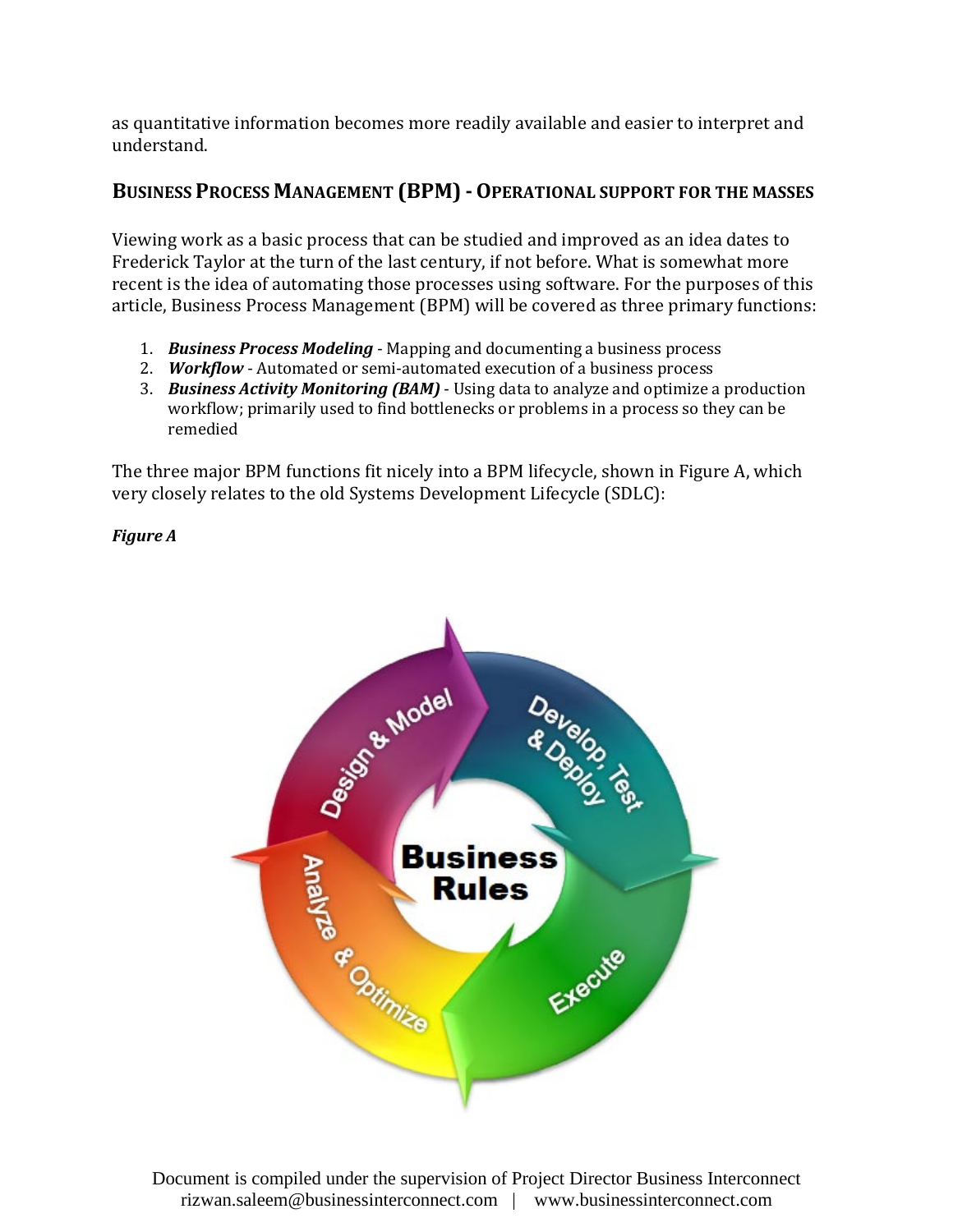as quantitative information becomes more readily available and easier to interpret and understand.

## BUSINESS PROCESS MANAGEMENT (BPM) - OPERATIONAL SUPPORT FOR THE MASSES

Viewing work as a basic process that can be studied and improved as an idea dates to Frederick Taylor at the turn of the last century, if not before. What is somewhat more recent is the idea of automating those processes using software. For the purposes of this article, Business Process Management (BPM) will be covered as three primary functions:

1. ***Business Process Modeling*** - Mapping and documenting a business process
2. ***Workflow*** - Automated or semi-automated execution of a business process
3. ***Business Activity Monitoring (BAM)*** - Using data to analyze and optimize a production workflow; primarily used to find bottlenecks or problems in a process so they can be remedied

The three major BPM functions fit nicely into a BPM lifecycle, shown in Figure A, which very closely relates to the old Systems Development Lifecycle (SDLC):

***Figure A***

Design & Model → Develop, Test & Deploy → Execute → Analyze & Optimize

Business Rules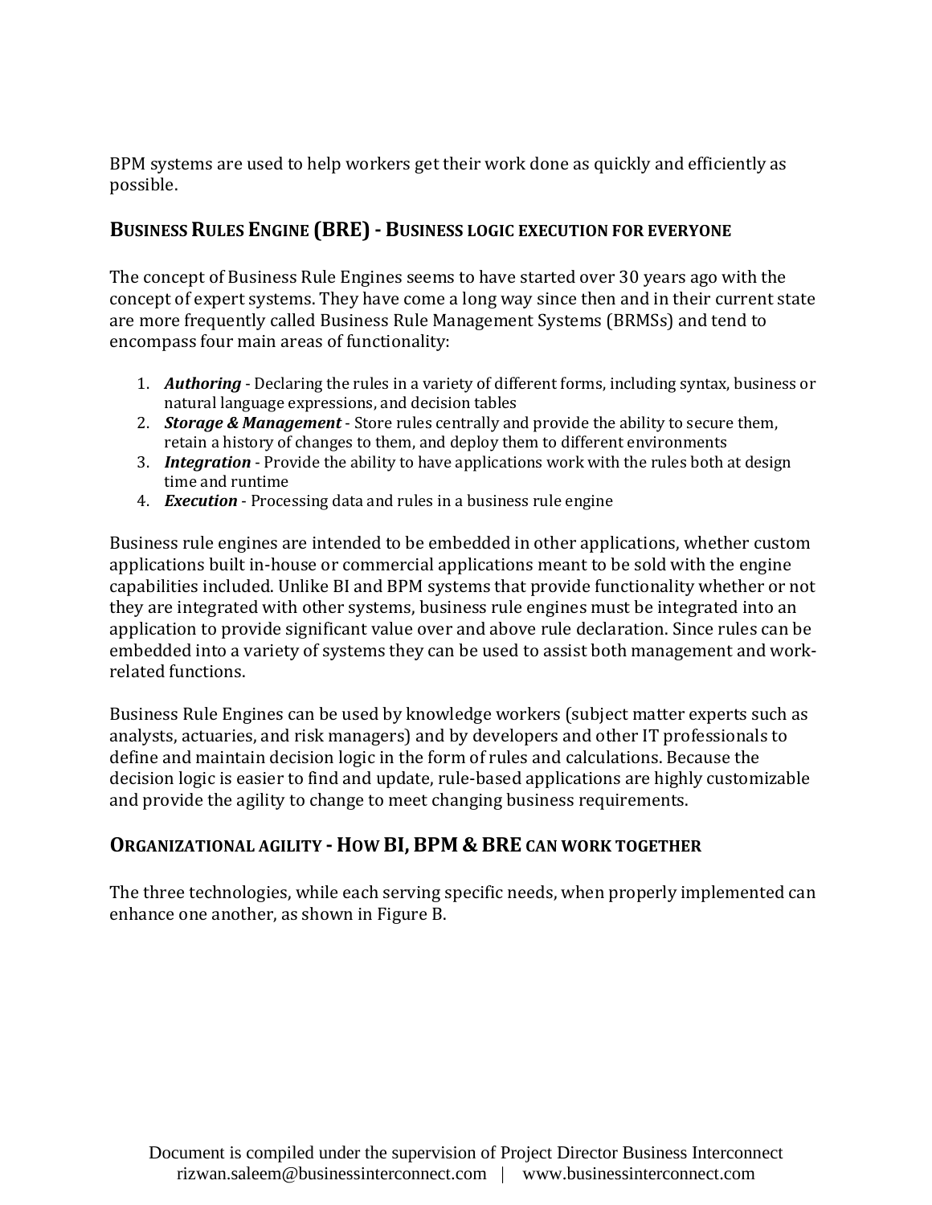BPM systems are used to help workers get their work done as quickly and efficiently as possible.

## Business Rules Engine (BRE) - Business logic execution for everyone

The concept of Business Rule Engines seems to have started over 30 years ago with the concept of expert systems. They have come a long way since then and in their current state are more frequently called Business Rule Management Systems (BRMSs) and tend to encompass four main areas of functionality:

1. ***Authoring*** - Declaring the rules in a variety of different forms, including syntax, business or natural language expressions, and decision tables
2. ***Storage & Management*** - Store rules centrally and provide the ability to secure them, retain a history of changes to them, and deploy them to different environments
3. ***Integration*** - Provide the ability to have applications work with the rules both at design time and runtime
4. ***Execution*** - Processing data and rules in a business rule engine

Business rule engines are intended to be embedded in other applications, whether custom applications built in-house or commercial applications meant to be sold with the engine capabilities included. Unlike BI and BPM systems that provide functionality whether or not they are integrated with other systems, business rule engines must be integrated into an application to provide significant value over and above rule declaration. Since rules can be embedded into a variety of systems they can be used to assist both management and work-related functions.

Business Rule Engines can be used by knowledge workers (subject matter experts such as analysts, actuaries, and risk managers) and by developers and other IT professionals to define and maintain decision logic in the form of rules and calculations. Because the decision logic is easier to find and update, rule-based applications are highly customizable and provide the agility to change to meet changing business requirements.

## Organizational agility - How BI, BPM & BRE can work together

The three technologies, while each serving specific needs, when properly implemented can enhance one another, as shown in Figure B.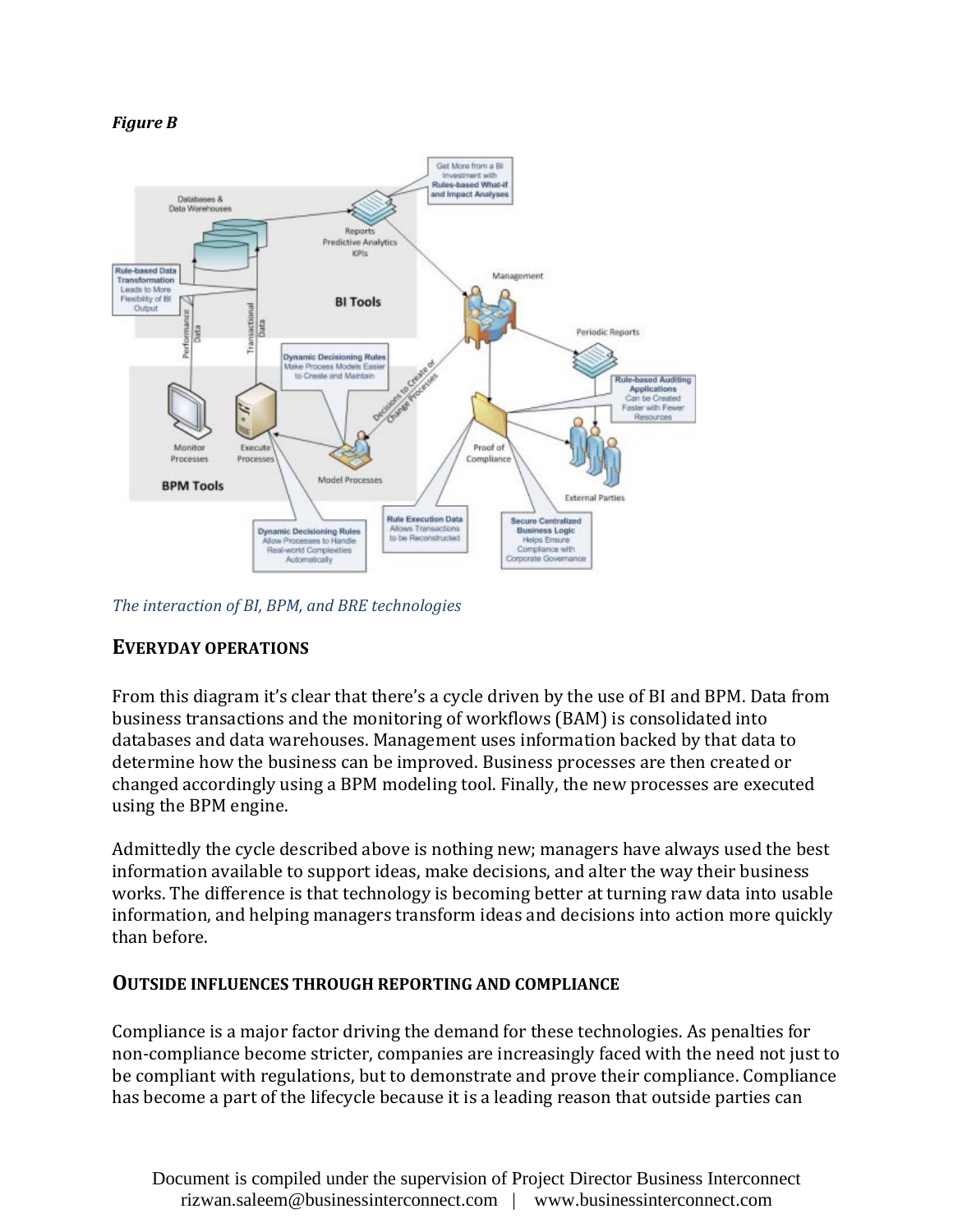***Figure B***

*The interaction of BI, BPM, and BRE technologies*

## EVERYDAY OPERATIONS

From this diagram it's clear that there's a cycle driven by the use of BI and BPM. Data from business transactions and the monitoring of workflows (BAM) is consolidated into databases and data warehouses. Management uses information backed by that data to determine how the business can be improved. Business processes are then created or changed accordingly using a BPM modeling tool. Finally, the new processes are executed using the BPM engine.

Admittedly the cycle described above is nothing new; managers have always used the best information available to support ideas, make decisions, and alter the way their business works. The difference is that technology is becoming better at turning raw data into usable information, and helping managers transform ideas and decisions into action more quickly than before.

## OUTSIDE INFLUENCES THROUGH REPORTING AND COMPLIANCE

Compliance is a major factor driving the demand for these technologies. As penalties for non-compliance become stricter, companies are increasingly faced with the need not just to be compliant with regulations, but to demonstrate and prove their compliance. Compliance has become a part of the lifecycle because it is a leading reason that outside parties can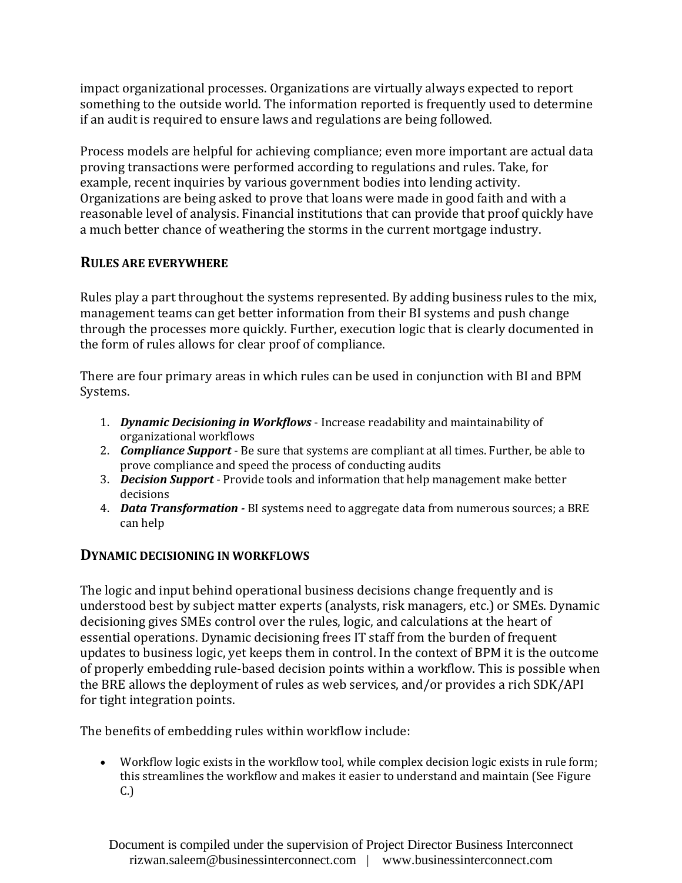impact organizational processes. Organizations are virtually always expected to report something to the outside world. The information reported is frequently used to determine if an audit is required to ensure laws and regulations are being followed.

Process models are helpful for achieving compliance; even more important are actual data proving transactions were performed according to regulations and rules. Take, for example, recent inquiries by various government bodies into lending activity. Organizations are being asked to prove that loans were made in good faith and with a reasonable level of analysis. Financial institutions that can provide that proof quickly have a much better chance of weathering the storms in the current mortgage industry.

## RULES ARE EVERYWHERE

Rules play a part throughout the systems represented. By adding business rules to the mix, management teams can get better information from their BI systems and push change through the processes more quickly. Further, execution logic that is clearly documented in the form of rules allows for clear proof of compliance.

There are four primary areas in which rules can be used in conjunction with BI and BPM Systems.

1. ***Dynamic Decisioning in Workflows*** - Increase readability and maintainability of organizational workflows
2. ***Compliance Support*** - Be sure that systems are compliant at all times. Further, be able to prove compliance and speed the process of conducting audits
3. ***Decision Support*** - Provide tools and information that help management make better decisions
4. ***Data Transformation -*** BI systems need to aggregate data from numerous sources; a BRE can help

## DYNAMIC DECISIONING IN WORKFLOWS

The logic and input behind operational business decisions change frequently and is understood best by subject matter experts (analysts, risk managers, etc.) or SMEs. Dynamic decisioning gives SMEs control over the rules, logic, and calculations at the heart of essential operations. Dynamic decisioning frees IT staff from the burden of frequent updates to business logic, yet keeps them in control. In the context of BPM it is the outcome of properly embedding rule-based decision points within a workflow. This is possible when the BRE allows the deployment of rules as web services, and/or provides a rich SDK/API for tight integration points.

The benefits of embedding rules within workflow include:

- Workflow logic exists in the workflow tool, while complex decision logic exists in rule form; this streamlines the workflow and makes it easier to understand and maintain (See Figure C.)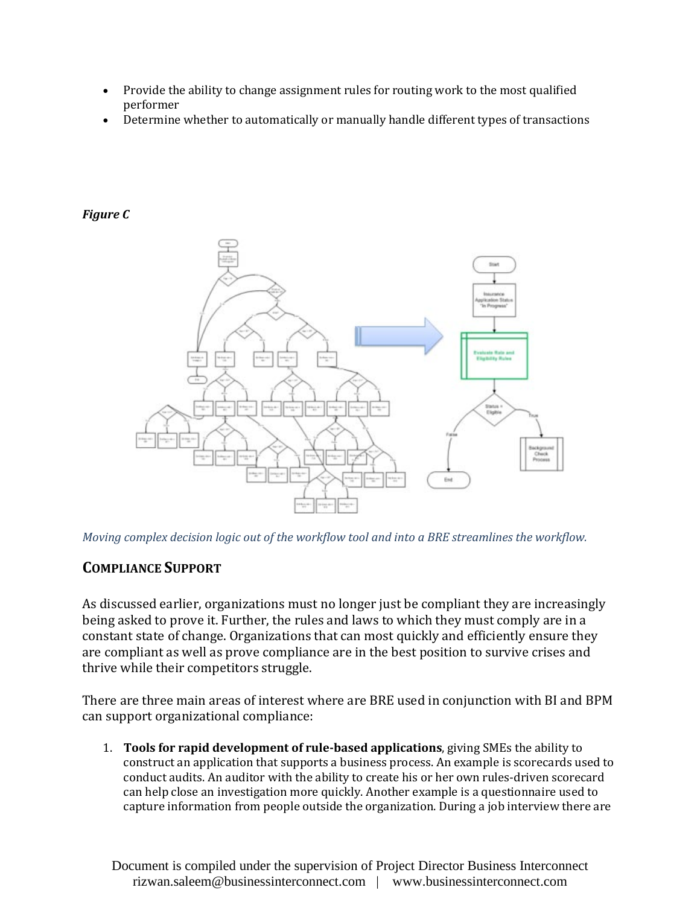- Provide the ability to change assignment rules for routing work to the most qualified performer
- Determine whether to automatically or manually handle different types of transactions

***Figure C***

*Moving complex decision logic out of the workflow tool and into a BRE streamlines the workflow.*

## COMPLIANCE SUPPORT

As discussed earlier, organizations must no longer just be compliant they are increasingly being asked to prove it. Further, the rules and laws to which they must comply are in a constant state of change. Organizations that can most quickly and efficiently ensure they are compliant as well as prove compliance are in the best position to survive crises and thrive while their competitors struggle.

There are three main areas of interest where are BRE used in conjunction with BI and BPM can support organizational compliance:

1. **Tools for rapid development of rule-based applications**, giving SMEs the ability to construct an application that supports a business process. An example is scorecards used to conduct audits. An auditor with the ability to create his or her own rules-driven scorecard can help close an investigation more quickly. Another example is a questionnaire used to capture information from people outside the organization. During a job interview there are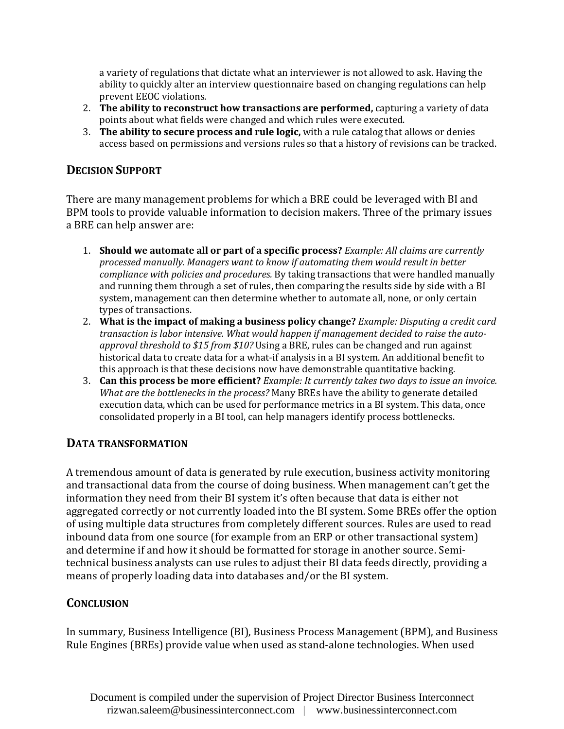a variety of regulations that dictate what an interviewer is not allowed to ask. Having the ability to quickly alter an interview questionnaire based on changing regulations can help prevent EEOC violations.

2. **The ability to reconstruct how transactions are performed,** capturing a variety of data points about what fields were changed and which rules were executed.
3. **The ability to secure process and rule logic,** with a rule catalog that allows or denies access based on permissions and versions rules so that a history of revisions can be tracked.

## DECISION SUPPORT

There are many management problems for which a BRE could be leveraged with BI and BPM tools to provide valuable information to decision makers. Three of the primary issues a BRE can help answer are:

1. **Should we automate all or part of a specific process?** *Example: All claims are currently processed manually. Managers want to know if automating them would result in better compliance with policies and procedures.* By taking transactions that were handled manually and running them through a set of rules, then comparing the results side by side with a BI system, management can then determine whether to automate all, none, or only certain types of transactions.
2. **What is the impact of making a business policy change?** *Example: Disputing a credit card transaction is labor intensive. What would happen if management decided to raise the auto-approval threshold to $15 from $10?* Using a BRE, rules can be changed and run against historical data to create data for a what-if analysis in a BI system. An additional benefit to this approach is that these decisions now have demonstrable quantitative backing.
3. **Can this process be more efficient?** *Example: It currently takes two days to issue an invoice. What are the bottlenecks in the process?* Many BREs have the ability to generate detailed execution data, which can be used for performance metrics in a BI system. This data, once consolidated properly in a BI tool, can help managers identify process bottlenecks.

## DATA TRANSFORMATION

A tremendous amount of data is generated by rule execution, business activity monitoring and transactional data from the course of doing business. When management can't get the information they need from their BI system it's often because that data is either not aggregated correctly or not currently loaded into the BI system. Some BREs offer the option of using multiple data structures from completely different sources. Rules are used to read inbound data from one source (for example from an ERP or other transactional system) and determine if and how it should be formatted for storage in another source. Semi-technical business analysts can use rules to adjust their BI data feeds directly, providing a means of properly loading data into databases and/or the BI system.

## CONCLUSION

In summary, Business Intelligence (BI), Business Process Management (BPM), and Business Rule Engines (BREs) provide value when used as stand-alone technologies. When used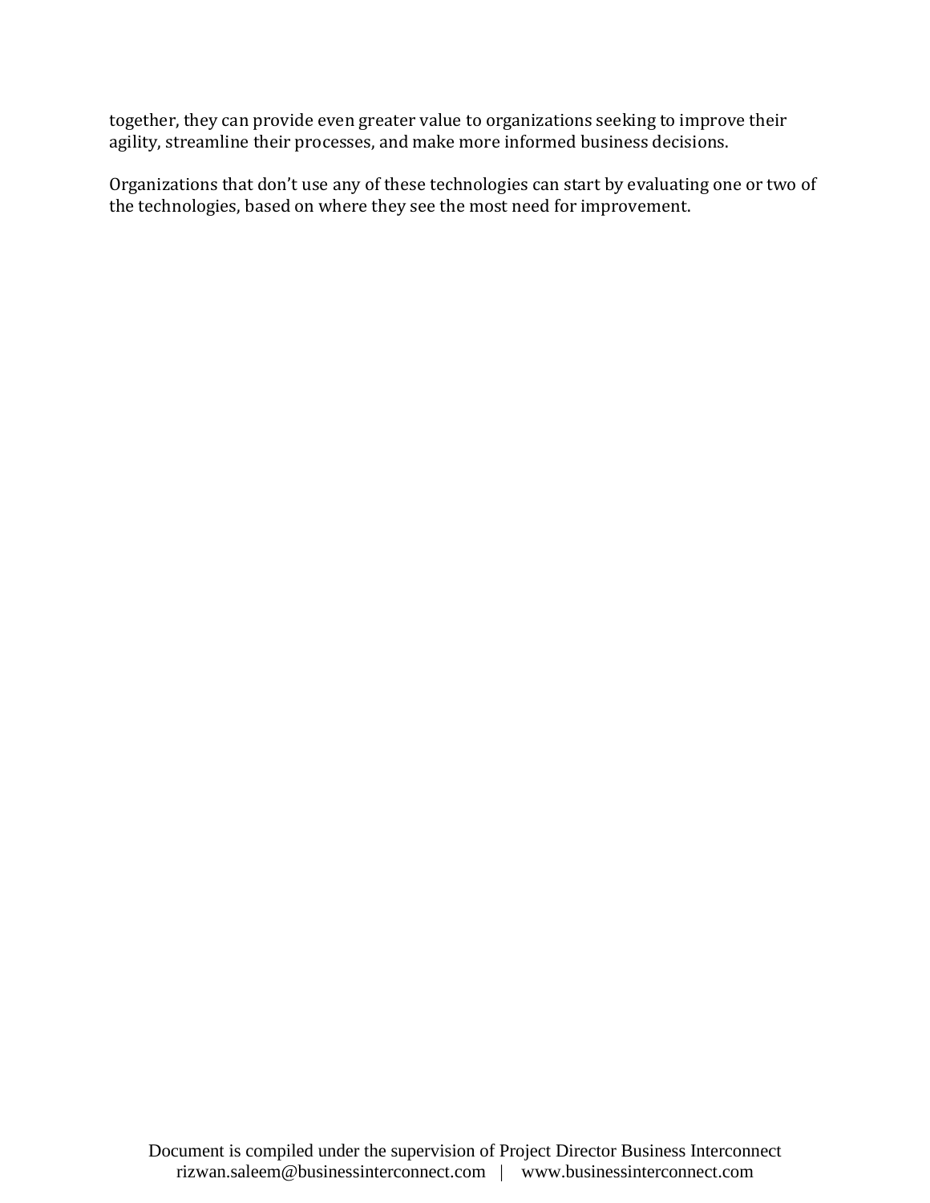together, they can provide even greater value to organizations seeking to improve their agility, streamline their processes, and make more informed business decisions.

Organizations that don't use any of these technologies can start by evaluating one or two of the technologies, based on where they see the most need for improvement.